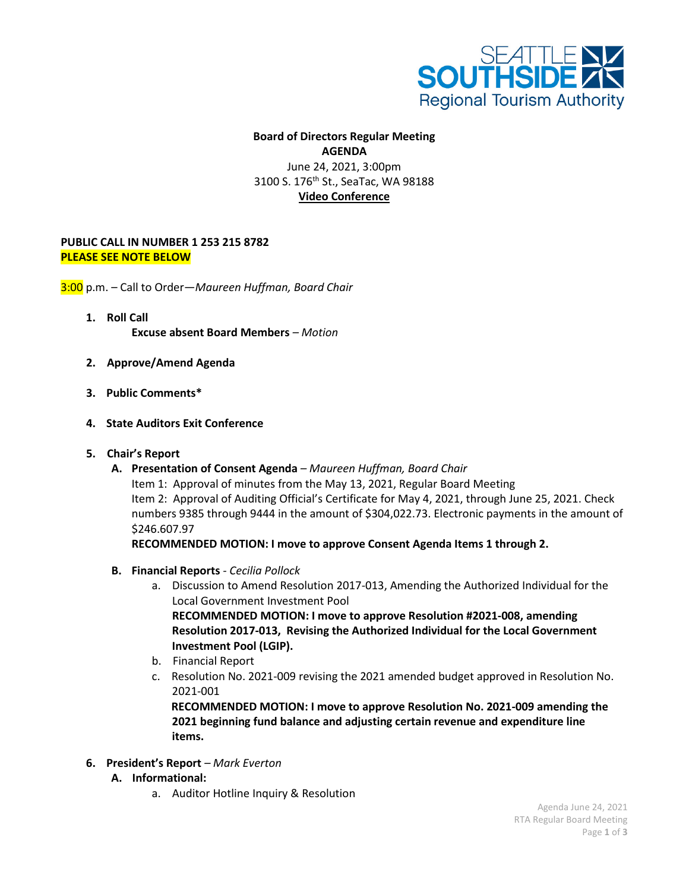**Board of Directors Regular Meeting**
**AGENDA**
June 24, 2021, 3:00pm
3100 S. 176th St., SeaTac, WA 98188
**Video Conference**

**PUBLIC CALL IN NUMBER 1 253 215 8782**
**PLEASE SEE NOTE BELOW**

3:00 p.m. – Call to Order—*Maureen Huffman, Board Chair*

1. **Roll Call**
   **Excuse absent Board Members** – *Motion*

2. **Approve/Amend Agenda**

3. **Public Comments***

4. **State Auditors Exit Conference**

5. **Chair's Report**
   - **A. Presentation of Consent Agenda** – *Maureen Huffman, Board Chair*
     Item 1: Approval of minutes from the May 13, 2021, Regular Board Meeting
     Item 2: Approval of Auditing Official's Certificate for May 4, 2021, through June 25, 2021. Check numbers 9385 through 9444 in the amount of $304,022.73. Electronic payments in the amount of $246.607.97
     **RECOMMENDED MOTION: I move to approve Consent Agenda Items 1 through 2.**
   - **B. Financial Reports** - *Cecilia Pollock*
     - a. Discussion to Amend Resolution 2017-013, Amending the Authorized Individual for the Local Government Investment Pool
       **RECOMMENDED MOTION: I move to approve Resolution #2021-008, amending Resolution 2017-013, Revising the Authorized Individual for the Local Government Investment Pool (LGIP).**
     - b. Financial Report
     - c. Resolution No. 2021-009 revising the 2021 amended budget approved in Resolution No. 2021-001
       **RECOMMENDED MOTION: I move to approve Resolution No. 2021-009 amending the 2021 beginning fund balance and adjusting certain revenue and expenditure line items.**

6. **President's Report** – *Mark Everton*
   - **A. Informational:**
     - a. Auditor Hotline Inquiry & Resolution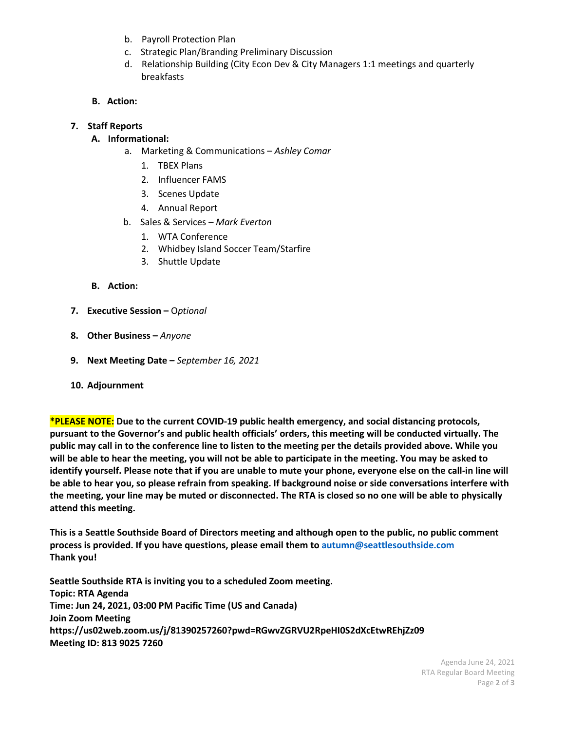b. Payroll Protection Plan
   c. Strategic Plan/Branding Preliminary Discussion
   d. Relationship Building (City Econ Dev & City Managers 1:1 meetings and quarterly breakfasts

**B. Action:**

**7. Staff Reports**

**A. Informational:**

   a. Marketing & Communications – *Ashley Comar*
      1. TBEX Plans
      2. Influencer FAMS
      3. Scenes Update
      4. Annual Report
   b. Sales & Services – *Mark Everton*
      1. WTA Conference
      2. Whidbey Island Soccer Team/Starfire
      3. Shuttle Update

**B. Action:**

**7. Executive Session –** O*ptional*

**8. Other Business –** *Anyone*

**9. Next Meeting Date –** *September 16, 2021*

**10. Adjournment**

**\*PLEASE NOTE: Due to the current COVID-19 public health emergency, and social distancing protocols, pursuant to the Governor's and public health officials' orders, this meeting will be conducted virtually. The public may call in to the conference line to listen to the meeting per the details provided above. While you will be able to hear the meeting, you will not be able to participate in the meeting. You may be asked to identify yourself. Please note that if you are unable to mute your phone, everyone else on the call-in line will be able to hear you, so please refrain from speaking. If background noise or side conversations interfere with the meeting, your line may be muted or disconnected. The RTA is closed so no one will be able to physically attend this meeting.**

**This is a Seattle Southside Board of Directors meeting and although open to the public, no public comment process is provided. If you have questions, please email them to autumn@seattlesouthside.com**
**Thank you!**

**Seattle Southside RTA is inviting you to a scheduled Zoom meeting.**
**Topic: RTA Agenda**
**Time: Jun 24, 2021, 03:00 PM Pacific Time (US and Canada)**
**Join Zoom Meeting**
**https://us02web.zoom.us/j/81390257260?pwd=RGwvZGRVU2RpeHI0S2dXcEtwREhjZz09**
**Meeting ID: 813 9025 7260**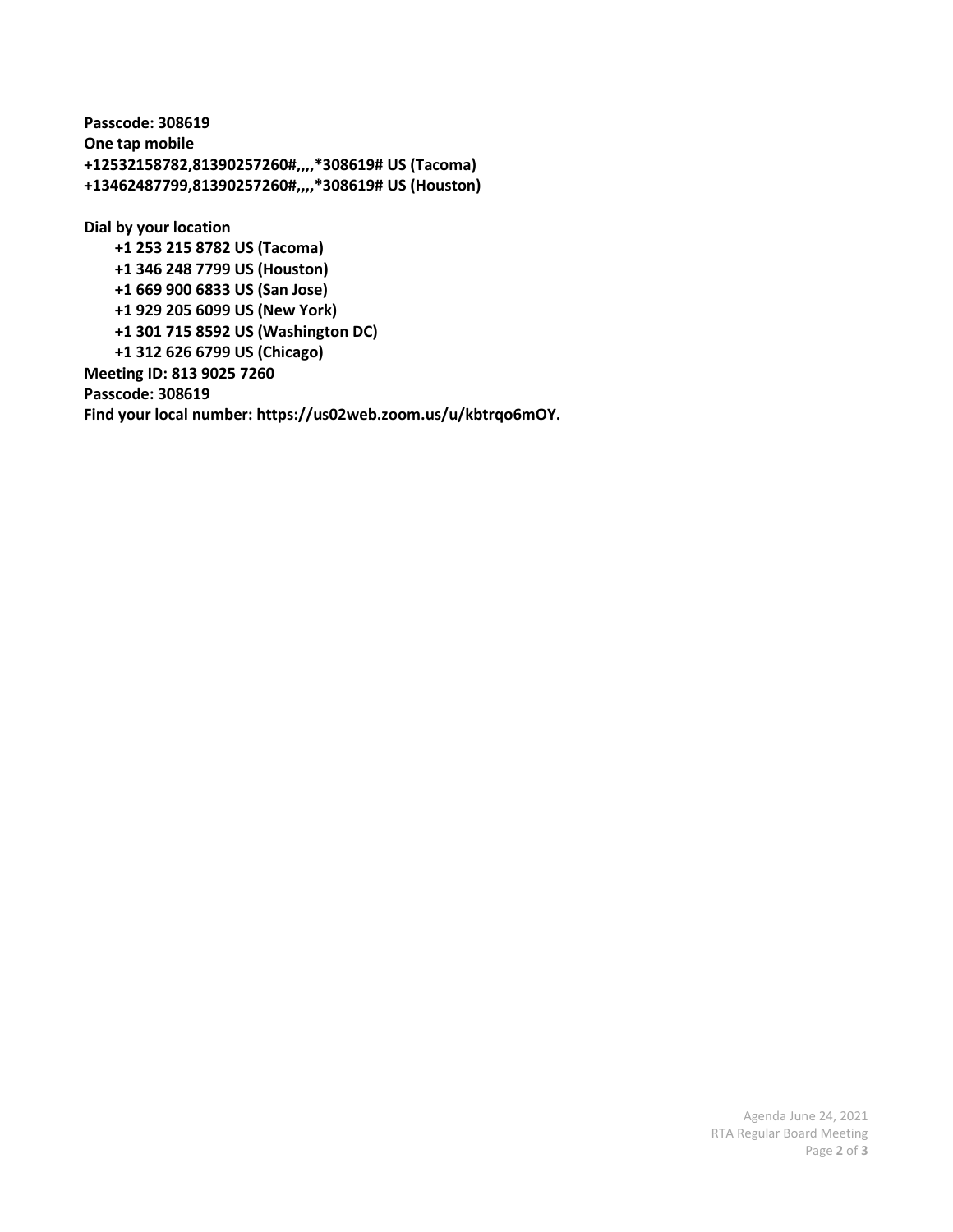**Passcode: 308619**
**One tap mobile**
**+12532158782,81390257260#,,,,*308619# US (Tacoma)**
**+13462487799,81390257260#,,,,*308619# US (Houston)**

**Dial by your location**

- **+1 253 215 8782 US (Tacoma)**
- **+1 346 248 7799 US (Houston)**
- **+1 669 900 6833 US (San Jose)**
- **+1 929 205 6099 US (New York)**
- **+1 301 715 8592 US (Washington DC)**
- **+1 312 626 6799 US (Chicago)**

**Meeting ID: 813 9025 7260**
**Passcode: 308619**
**Find your local number: https://us02web.zoom.us/u/kbtrqo6mOY.**